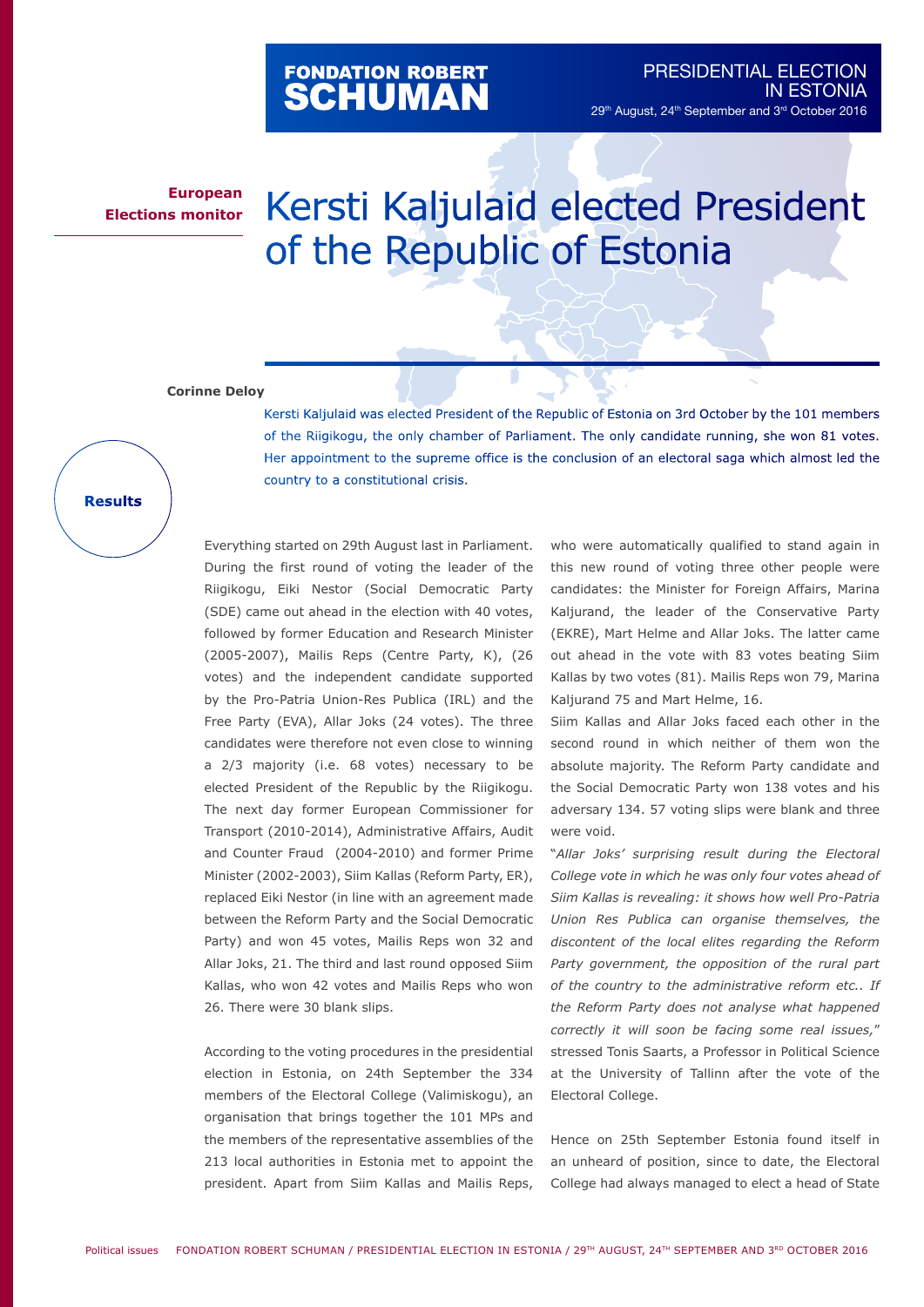FONDATION ROBERT SCHUMAN

PRESIDENTIAL ELECTION IN ESTONIA
29th August, 24th September and 3rd October 2016

**European Elections monitor**

# Kersti Kaljulaid elected President of the Republic of Estonia

**Corinne Deloy**

Kersti Kaljulaid was elected President of the Republic of Estonia on 3rd October by the 101 members of the Riigikogu, the only chamber of Parliament. The only candidate running, she won 81 votes. Her appointment to the supreme office is the conclusion of an electoral saga which almost led the country to a constitutional crisis.

**Results**

Everything started on 29th August last in Parliament. During the first round of voting the leader of the Riigikogu, Eiki Nestor (Social Democratic Party (SDE) came out ahead in the election with 40 votes, followed by former Education and Research Minister (2005-2007), Mailis Reps (Centre Party, K), (26 votes) and the independent candidate supported by the Pro-Patria Union-Res Publica (IRL) and the Free Party (EVA), Allar Joks (24 votes). The three candidates were therefore not even close to winning a 2/3 majority (i.e. 68 votes) necessary to be elected President of the Republic by the Riigikogu. The next day former European Commissioner for Transport (2010-2014), Administrative Affairs, Audit and Counter Fraud (2004-2010) and former Prime Minister (2002-2003), Siim Kallas (Reform Party, ER), replaced Eiki Nestor (in line with an agreement made between the Reform Party and the Social Democratic Party) and won 45 votes, Mailis Reps won 32 and Allar Joks, 21. The third and last round opposed Siim Kallas, who won 42 votes and Mailis Reps who won 26. There were 30 blank slips.

According to the voting procedures in the presidential election in Estonia, on 24th September the 334 members of the Electoral College (Valimiskogu), an organisation that brings together the 101 MPs and the members of the representative assemblies of the 213 local authorities in Estonia met to appoint the president. Apart from Siim Kallas and Mailis Reps, who were automatically qualified to stand again in this new round of voting three other people were candidates: the Minister for Foreign Affairs, Marina Kaljurand, the leader of the Conservative Party (EKRE), Mart Helme and Allar Joks. The latter came out ahead in the vote with 83 votes beating Siim Kallas by two votes (81). Mailis Reps won 79, Marina Kaljurand 75 and Mart Helme, 16.

Siim Kallas and Allar Joks faced each other in the second round in which neither of them won the absolute majority. The Reform Party candidate and the Social Democratic Party won 138 votes and his adversary 134. 57 voting slips were blank and three were void.

"*Allar Joks' surprising result during the Electoral College vote in which he was only four votes ahead of Siim Kallas is revealing: it shows how well Pro-Patria Union Res Publica can organise themselves, the discontent of the local elites regarding the Reform Party government, the opposition of the rural part of the country to the administrative reform etc.. If the Reform Party does not analyse what happened correctly it will soon be facing some real issues,*" stressed Tonis Saarts, a Professor in Political Science at the University of Tallinn after the vote of the Electoral College.

Hence on 25th September Estonia found itself in an unheard of position, since to date, the Electoral College had always managed to elect a head of State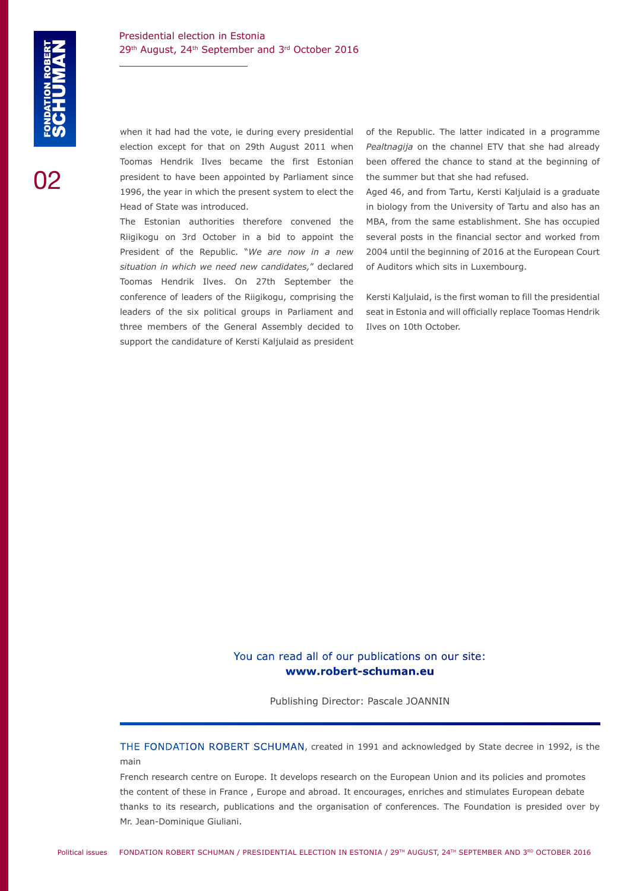when it had had the vote, ie during every presidential election except for that on 29th August 2011 when Toomas Hendrik Ilves became the first Estonian president to have been appointed by Parliament since 1996, the year in which the present system to elect the Head of State was introduced.

The Estonian authorities therefore convened the Riigikogu on 3rd October in a bid to appoint the President of the Republic. "*We are now in a new situation in which we need new candidates,*" declared Toomas Hendrik Ilves. On 27th September the conference of leaders of the Riigikogu, comprising the leaders of the six political groups in Parliament and three members of the General Assembly decided to support the candidature of Kersti Kaljulaid as president of the Republic. The latter indicated in a programme *Pealtnagija* on the channel ETV that she had already been offered the chance to stand at the beginning of the summer but that she had refused.

Aged 46, and from Tartu, Kersti Kaljulaid is a graduate in biology from the University of Tartu and also has an MBA, from the same establishment. She has occupied several posts in the financial sector and worked from 2004 until the beginning of 2016 at the European Court of Auditors which sits in Luxembourg.

Kersti Kaljulaid, is the first woman to fill the presidential seat in Estonia and will officially replace Toomas Hendrik Ilves on 10th October.

You can read all of our publications on our site:
**www.robert-schuman.eu**

Publishing Director: Pascale JOANNIN

THE FONDATION ROBERT SCHUMAN, created in 1991 and acknowledged by State decree in 1992, is the main

French research centre on Europe. It develops research on the European Union and its policies and promotes the content of these in France , Europe and abroad. It encourages, enriches and stimulates European debate thanks to its research, publications and the organisation of conferences. The Foundation is presided over by Mr. Jean-Dominique Giuliani.